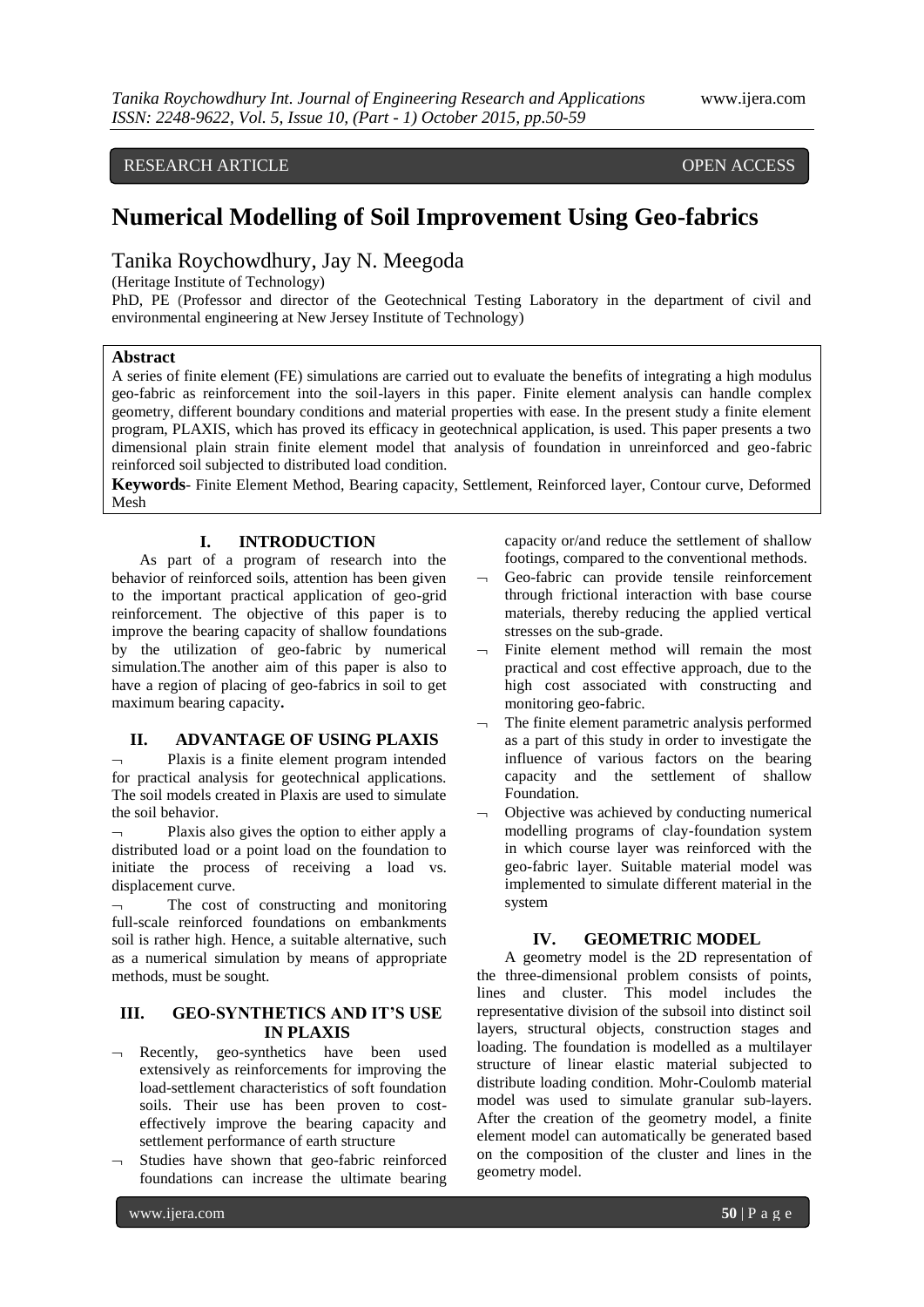RESEARCH ARTICLE OPEN ACCESS

# Numerical Modelling of Soil Improvement Using Geo-fabrics

## Tanika Roychowdhury, Jay N. Meegoda

(Heritage Institute of Technology)

PhD, PE (Professor and director of the Geotechnical Testing Laboratory in the department of civil and environmental engineering at New Jersey Institute of Technology)

**Abstract**

A series of finite element (FE) simulations are carried out to evaluate the benefits of integrating a high modulus geo-fabric as reinforcement into the soil-layers in this paper. Finite element analysis can handle complex geometry, different boundary conditions and material properties with ease. In the present study a finite element program, PLAXIS, which has proved its efficacy in geotechnical application, is used. This paper presents a two dimensional plain strain finite element model that analysis of foundation in unreinforced and geo-fabric reinforced soil subjected to distributed load condition.

**Keywords**- Finite Element Method, Bearing capacity, Settlement, Reinforced layer, Contour curve, Deformed Mesh

## I. INTRODUCTION

As part of a program of research into the behavior of reinforced soils, attention has been given to the important practical application of geo-grid reinforcement. The objective of this paper is to improve the bearing capacity of shallow foundations by the utilization of geo-fabric by numerical simulation.The another aim of this paper is also to have a region of placing of geo-fabrics in soil to get maximum bearing capacity**.**

## II. ADVANTAGE OF USING PLAXIS

- Plaxis is a finite element program intended for practical analysis for geotechnical applications. The soil models created in Plaxis are used to simulate the soil behavior.
- Plaxis also gives the option to either apply a distributed load or a point load on the foundation to initiate the process of receiving a load vs. displacement curve.
- The cost of constructing and monitoring full-scale reinforced foundations on embankments soil is rather high. Hence, a suitable alternative, such as a numerical simulation by means of appropriate methods, must be sought.

## III. GEO-SYNTHETICS AND IT'S USE IN PLAXIS

- Recently, geo-synthetics have been used extensively as reinforcements for improving the load-settlement characteristics of soft foundation soils. Their use has been proven to cost-effectively improve the bearing capacity and settlement performance of earth structure
- Studies have shown that geo-fabric reinforced foundations can increase the ultimate bearing capacity or/and reduce the settlement of shallow footings, compared to the conventional methods.
- Geo-fabric can provide tensile reinforcement through frictional interaction with base course materials, thereby reducing the applied vertical stresses on the sub-grade.
- Finite element method will remain the most practical and cost effective approach, due to the high cost associated with constructing and monitoring geo-fabric.
- The finite element parametric analysis performed as a part of this study in order to investigate the influence of various factors on the bearing capacity and the settlement of shallow Foundation.
- Objective was achieved by conducting numerical modelling programs of clay-foundation system in which course layer was reinforced with the geo-fabric layer. Suitable material model was implemented to simulate different material in the system

## IV. GEOMETRIC MODEL

A geometry model is the 2D representation of the three-dimensional problem consists of points, lines and cluster. This model includes the representative division of the subsoil into distinct soil layers, structural objects, construction stages and loading. The foundation is modelled as a multilayer structure of linear elastic material subjected to distribute loading condition. Mohr-Coulomb material model was used to simulate granular sub-layers. After the creation of the geometry model, a finite element model can automatically be generated based on the composition of the cluster and lines in the geometry model.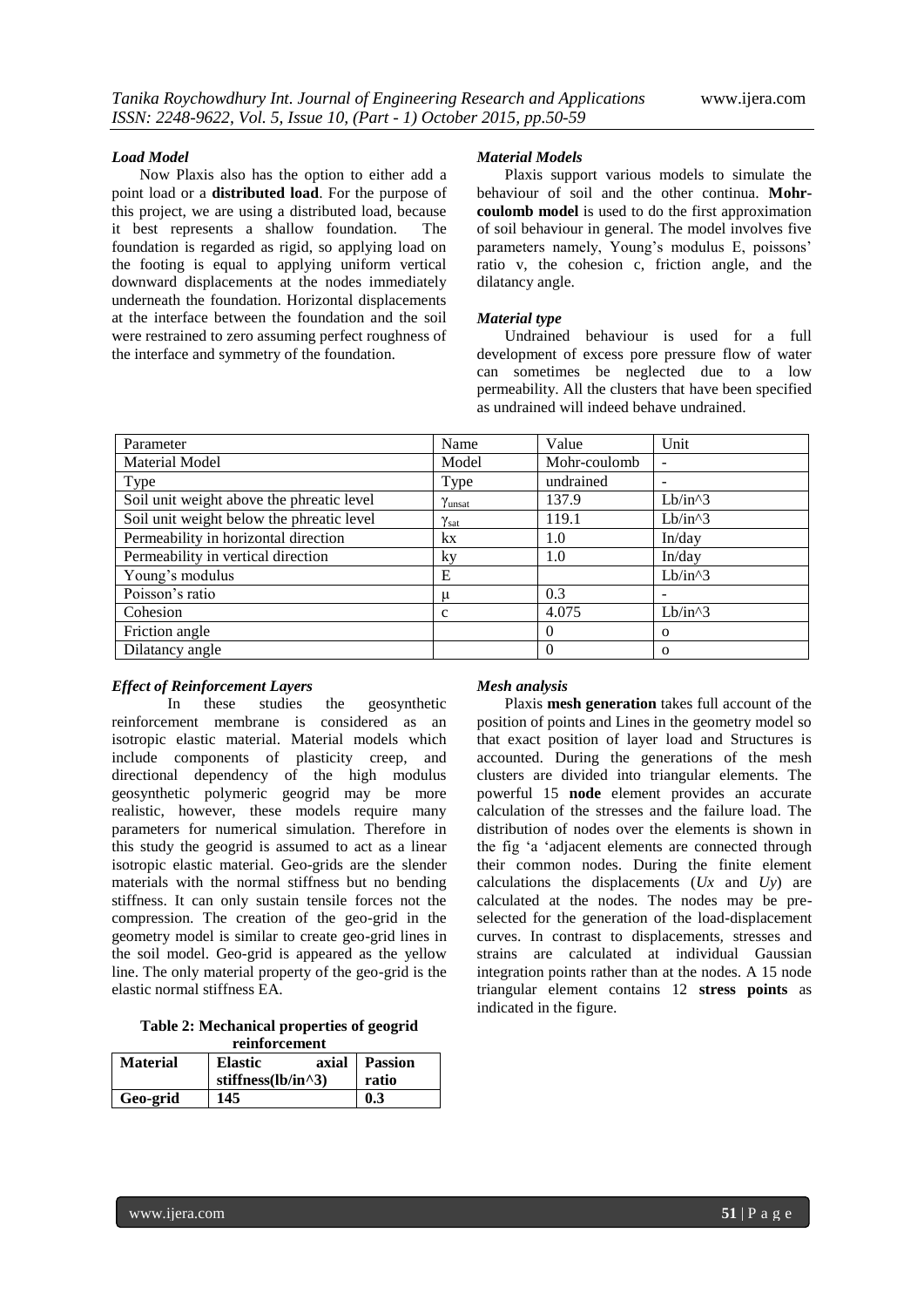### *Load Model*

Now Plaxis also has the option to either add a point load or a **distributed load**. For the purpose of this project, we are using a distributed load, because it best represents a shallow foundation. The foundation is regarded as rigid, so applying load on the footing is equal to applying uniform vertical downward displacements at the nodes immediately underneath the foundation. Horizontal displacements at the interface between the foundation and the soil were restrained to zero assuming perfect roughness of the interface and symmetry of the foundation.

### *Material Models*

Plaxis support various models to simulate the behaviour of soil and the other continua. **Mohr-coulomb model** is used to do the first approximation of soil behaviour in general. The model involves five parameters namely, Young's modulus E, poissons' ratio v, the cohesion c, friction angle, and the dilatancy angle.

### *Material type*

Undrained behaviour is used for a full development of excess pore pressure flow of water can sometimes be neglected due to a low permeability. All the clusters that have been specified as undrained will indeed behave undrained.

| Parameter | Name | Value | Unit |
|---|---|---|---|
| Material Model | Model | Mohr-coulomb | - |
| Type | Type | undrained | - |
| Soil unit weight above the phreatic level | $\gamma_{unsat}$ | 137.9 | Lb/in^3 |
| Soil unit weight below the phreatic level | $\gamma_{sat}$ | 119.1 | Lb/in^3 |
| Permeability in horizontal direction | kx | 1.0 | In/day |
| Permeability in vertical direction | ky | 1.0 | In/day |
| Young's modulus | E | | Lb/in^3 |
| Poisson's ratio | μ | 0.3 | - |
| Cohesion | c | 4.075 | Lb/in^3 |
| Friction angle | | 0 | o |
| Dilatancy angle | | 0 | o |

### *Effect of Reinforcement Layers*

In these studies the geosynthetic reinforcement membrane is considered as an isotropic elastic material. Material models which include components of plasticity creep, and directional dependency of the high modulus geosynthetic polymeric geogrid may be more realistic, however, these models require many parameters for numerical simulation. Therefore in this study the geogrid is assumed to act as a linear isotropic elastic material. Geo-grids are the slender materials with the normal stiffness but no bending stiffness. It can only sustain tensile forces not the compression. The creation of the geo-grid in the geometry model is similar to create geo-grid lines in the soil model. Geo-grid is appeared as the yellow line. The only material property of the geo-grid is the elastic normal stiffness EA.

**Table 2: Mechanical properties of geogrid reinforcement**

| Material | Elastic axial stiffness(lb/in^3) | Passion ratio |
|---|---|---|
| Geo-grid | 145 | 0.3 |

### *Mesh analysis*

Plaxis **mesh generation** takes full account of the position of points and Lines in the geometry model so that exact position of layer load and Structures is accounted. During the generations of the mesh clusters are divided into triangular elements. The powerful 15 **node** element provides an accurate calculation of the stresses and the failure load. The distribution of nodes over the elements is shown in the fig 'a 'adjacent elements are connected through their common nodes. During the finite element calculations the displacements (*Ux* and *Uy*) are calculated at the nodes. The nodes may be pre-selected for the generation of the load-displacement curves. In contrast to displacements, stresses and strains are calculated at individual Gaussian integration points rather than at the nodes. A 15 node triangular element contains 12 **stress points** as indicated in the figure.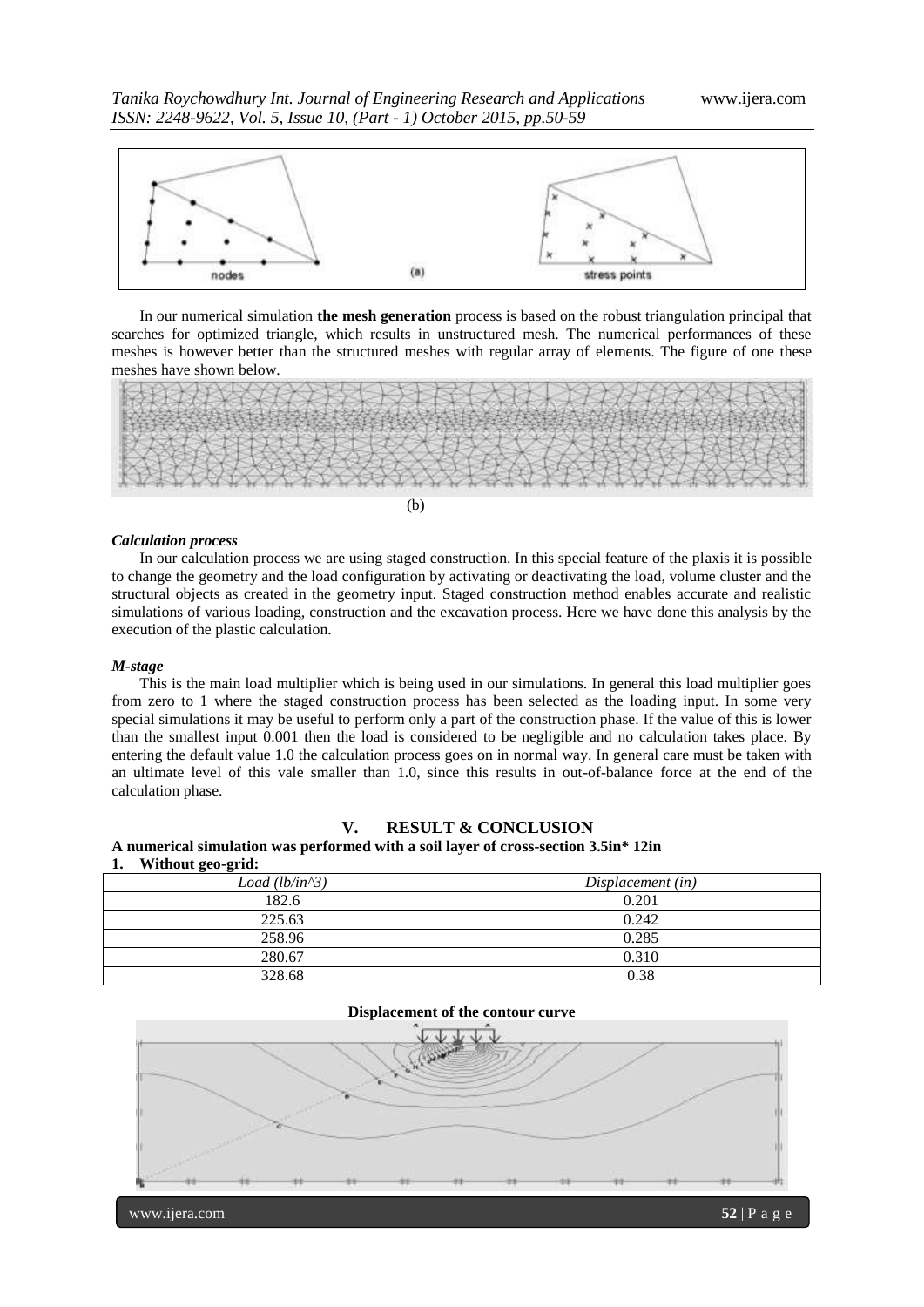(a)

In our numerical simulation **the mesh generation** process is based on the robust triangulation principal that searches for optimized triangle, which results in unstructured mesh. The numerical performances of these meshes is however better than the structured meshes with regular array of elements. The figure of one these meshes have shown below.

(b)

### *Calculation process*

In our calculation process we are using staged construction. In this special feature of the plaxis it is possible to change the geometry and the load configuration by activating or deactivating the load, volume cluster and the structural objects as created in the geometry input. Staged construction method enables accurate and realistic simulations of various loading, construction and the excavation process. Here we have done this analysis by the execution of the plastic calculation.

### *M-stage*

This is the main load multiplier which is being used in our simulations. In general this load multiplier goes from zero to 1 where the staged construction process has been selected as the loading input. In some very special simulations it may be useful to perform only a part of the construction phase. If the value of this is lower than the smallest input 0.001 then the load is considered to be negligible and no calculation takes place. By entering the default value 1.0 the calculation process goes on in normal way. In general care must be taken with an ultimate level of this vale smaller than 1.0, since this results in out-of-balance force at the end of the calculation phase.

## V. RESULT & CONCLUSION

**A numerical simulation was performed with a soil layer of cross-section 3.5in\* 12in**

**1. Without geo-grid:**

| *Load (lb/in^3)* | *Displacement (in)* |
|---|---|
| 182.6 | 0.201 |
| 225.63 | 0.242 |
| 258.96 | 0.285 |
| 280.67 | 0.310 |
| 328.68 | 0.38 |

**Displacement of the contour curve**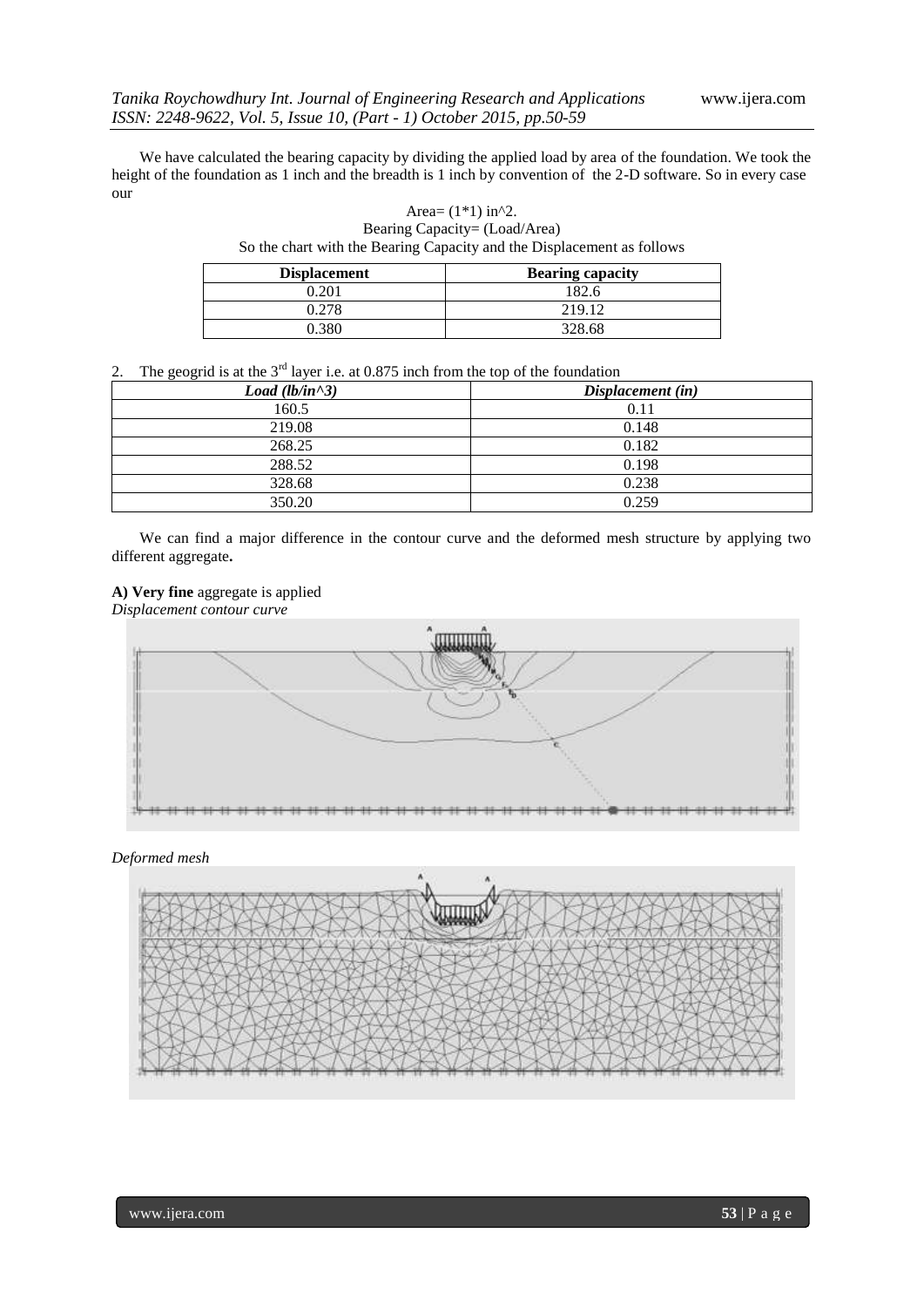We have calculated the bearing capacity by dividing the applied load by area of the foundation. We took the height of the foundation as 1 inch and the breadth is 1 inch by convention of the 2-D software. So in every case our

Area= (1*1) in^2.

Bearing Capacity= (Load/Area)

So the chart with the Bearing Capacity and the Displacement as follows

| Displacement | Bearing capacity |
|---|---|
| 0.201 | 182.6 |
| 0.278 | 219.12 |
| 0.380 | 328.68 |

2. The geogrid is at the 3rd layer i.e. at 0.875 inch from the top of the foundation

| *Load (lb/in^3)* | *Displacement (in)* |
|---|---|
| 160.5 | 0.11 |
| 219.08 | 0.148 |
| 268.25 | 0.182 |
| 288.52 | 0.198 |
| 328.68 | 0.238 |
| 350.20 | 0.259 |

We can find a major difference in the contour curve and the deformed mesh structure by applying two different aggregate**.**

**A) Very fine** aggregate is applied

*Displacement contour curve*

*Deformed mesh*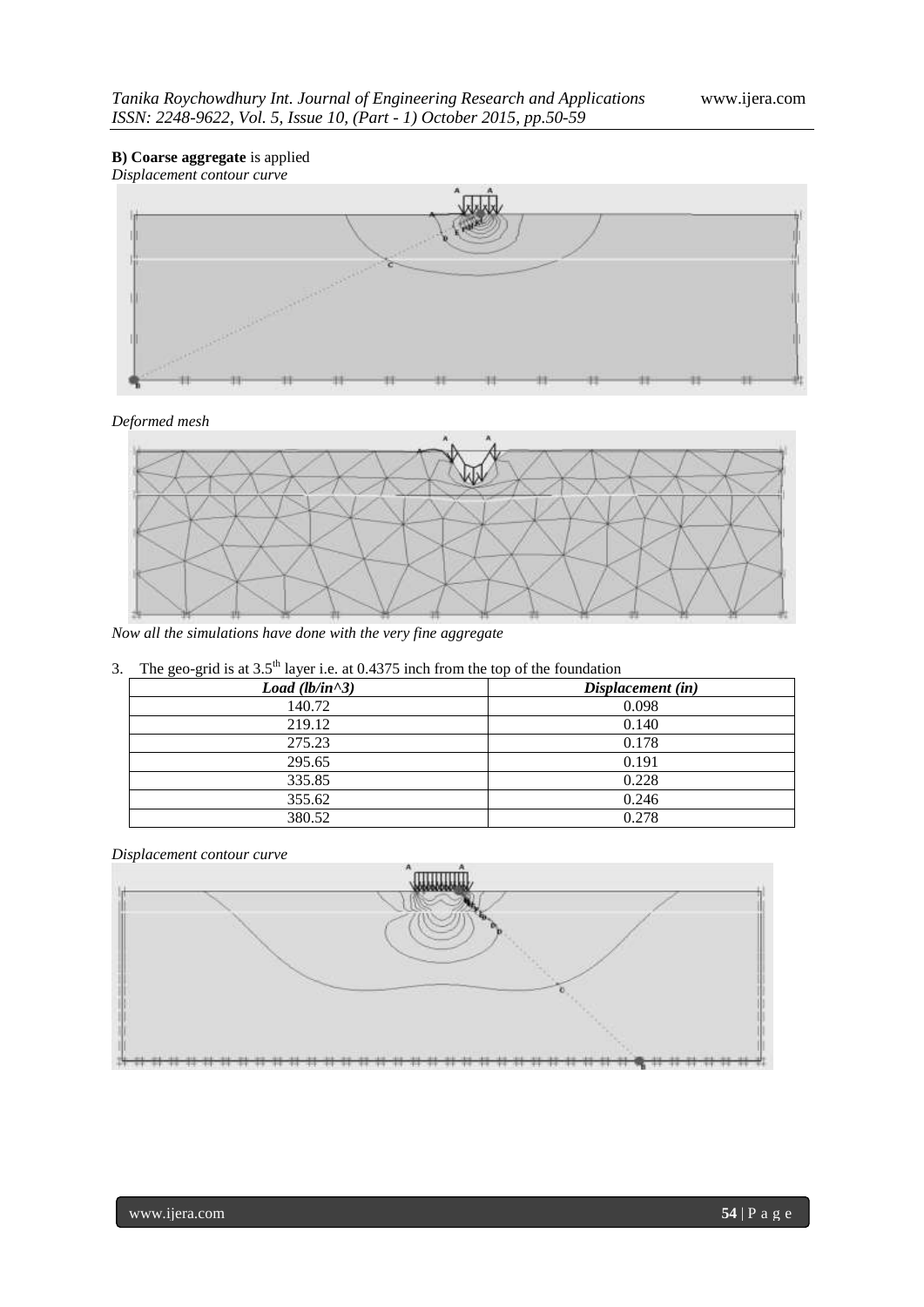**B) Coarse aggregate** is applied

*Displacement contour curve*

*Deformed mesh*

*Now all the simulations have done with the very fine aggregate*

3. The geo-grid is at 3.5th layer i.e. at 0.4375 inch from the top of the foundation

| *Load (lb/in^3)* | *Displacement (in)* |
|---|---|
| 140.72 | 0.098 |
| 219.12 | 0.140 |
| 275.23 | 0.178 |
| 295.65 | 0.191 |
| 335.85 | 0.228 |
| 355.62 | 0.246 |
| 380.52 | 0.278 |

*Displacement contour curve*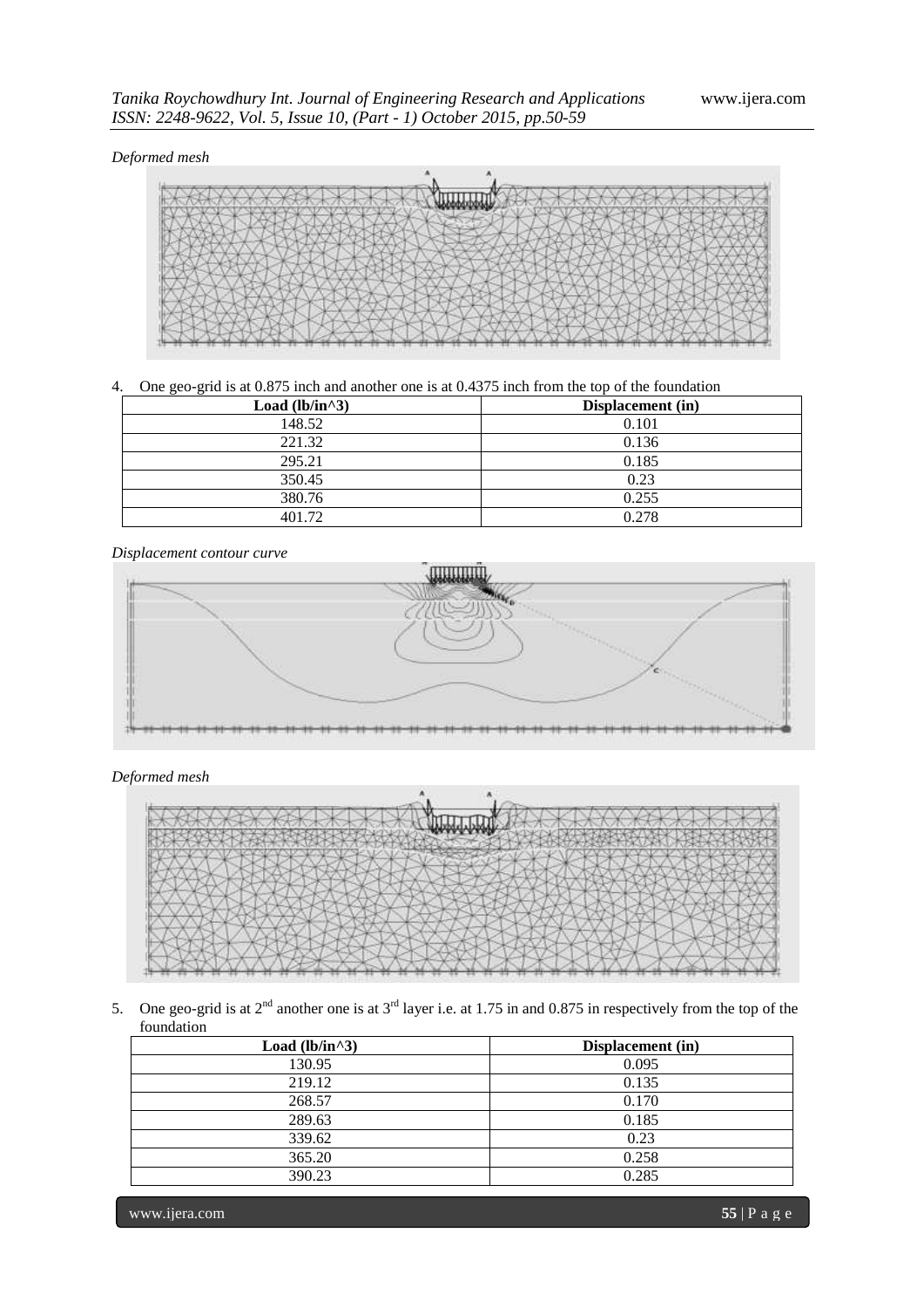*Deformed mesh*

4. One geo-grid is at 0.875 inch and another one is at 0.4375 inch from the top of the foundation

| Load (lb/in^3) | Displacement (in) |
| --- | --- |
| 148.52 | 0.101 |
| 221.32 | 0.136 |
| 295.21 | 0.185 |
| 350.45 | 0.23 |
| 380.76 | 0.255 |
| 401.72 | 0.278 |

*Displacement contour curve*

*Deformed mesh*

5. One geo-grid is at 2nd another one is at 3rd layer i.e. at 1.75 in and 0.875 in respectively from the top of the foundation

| Load (lb/in^3) | Displacement (in) |
| --- | --- |
| 130.95 | 0.095 |
| 219.12 | 0.135 |
| 268.57 | 0.170 |
| 289.63 | 0.185 |
| 339.62 | 0.23 |
| 365.20 | 0.258 |
| 390.23 | 0.285 |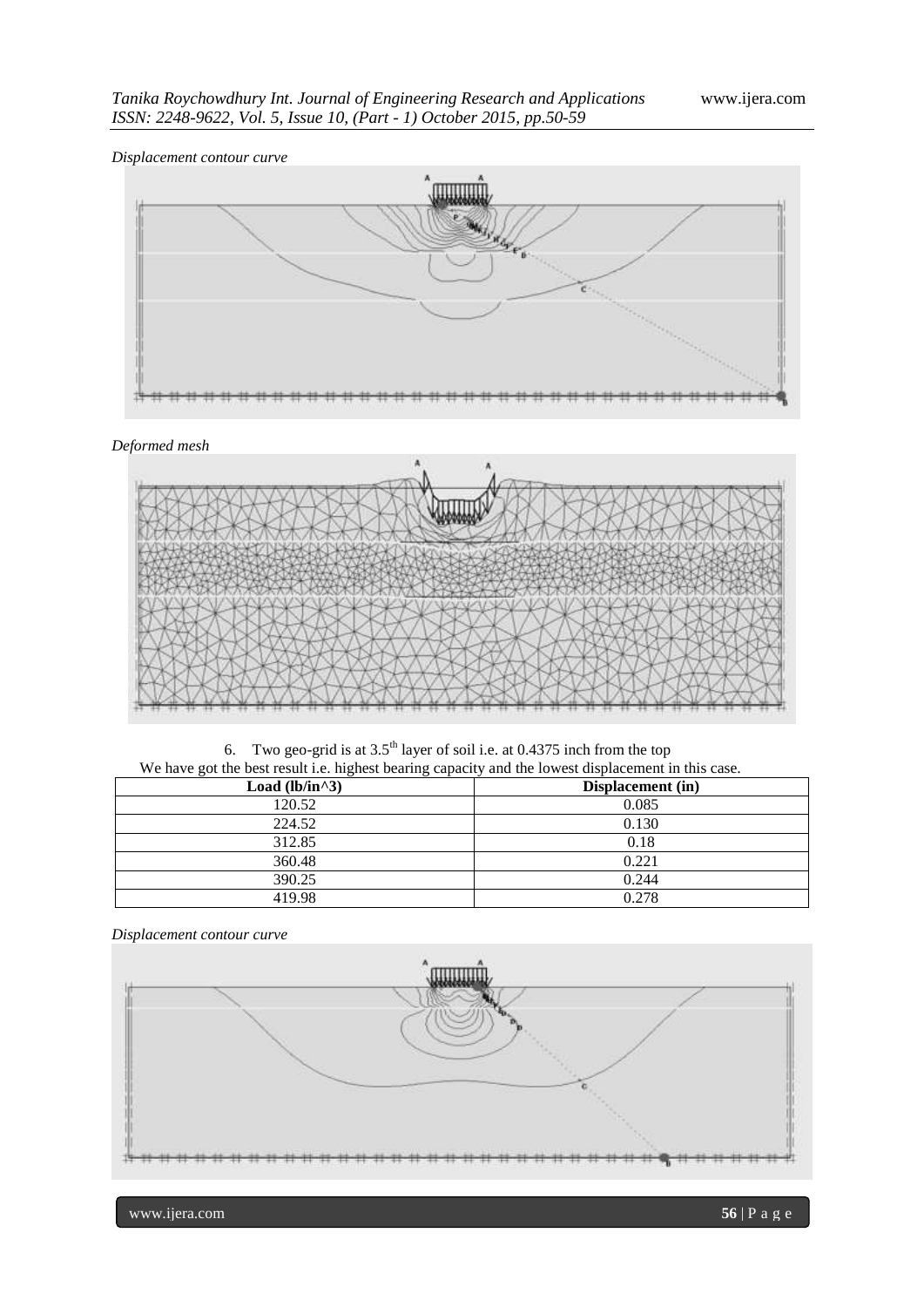*Displacement contour curve*

*Deformed mesh*

6. Two geo-grid is at $3.5^{th}$ layer of soil i.e. at 0.4375 inch from the top

We have got the best result i.e. highest bearing capacity and the lowest displacement in this case.

| Load (lb/in^3) | Displacement (in) |
|---|---|
| 120.52 | 0.085 |
| 224.52 | 0.130 |
| 312.85 | 0.18 |
| 360.48 | 0.221 |
| 390.25 | 0.244 |
| 419.98 | 0.278 |

*Displacement contour curve*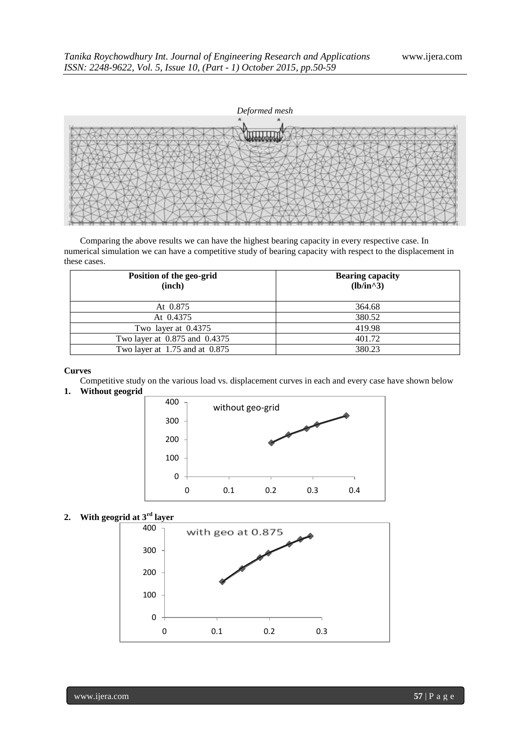*Deformed mesh*

Comparing the above results we can have the highest bearing capacity in every respective case. In numerical simulation we can have a competitive study of bearing capacity with respect to the displacement in these cases.

| Position of the geo-grid (inch) | Bearing capacity (lb/in^3) |
|---|---|
| At 0.875 | 364.68 |
| At 0.4375 | 380.52 |
| Two layer at 0.4375 | 419.98 |
| Two layer at 0.875 and 0.4375 | 401.72 |
| Two layer at 1.75 and at 0.875 | 380.23 |

**Curves**

Competitive study on the various load vs. displacement curves in each and every case have shown below

1. **Without geogrid**

2. **With geogrid at 3rd layer**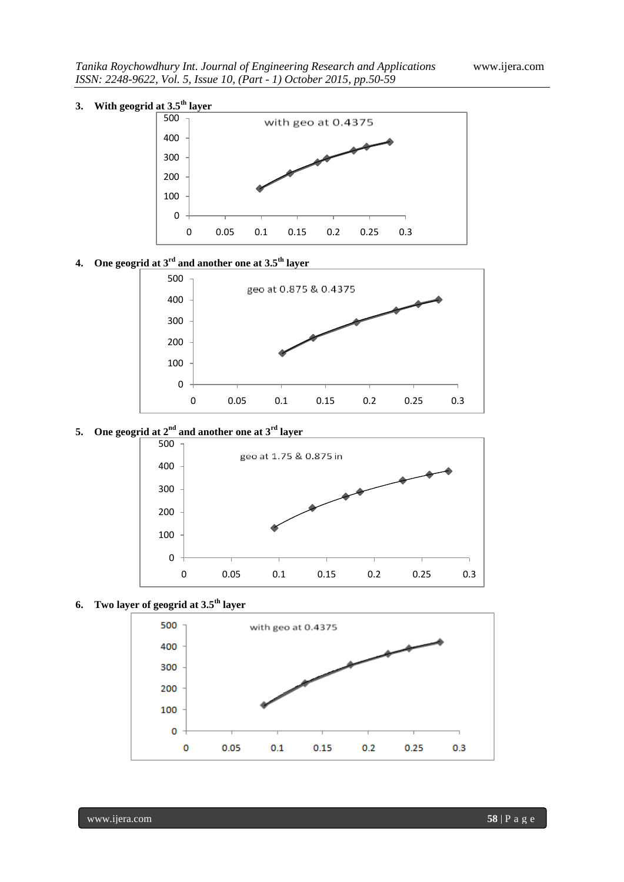3. **With geogrid at $3.5^{th}$ layer**

4. **One geogrid at $3^{rd}$ and another one at $3.5^{th}$ layer**

5. **One geogrid at $2^{nd}$ and another one at $3^{rd}$ layer**

6. **Two layer of geogrid at $3.5^{th}$ layer**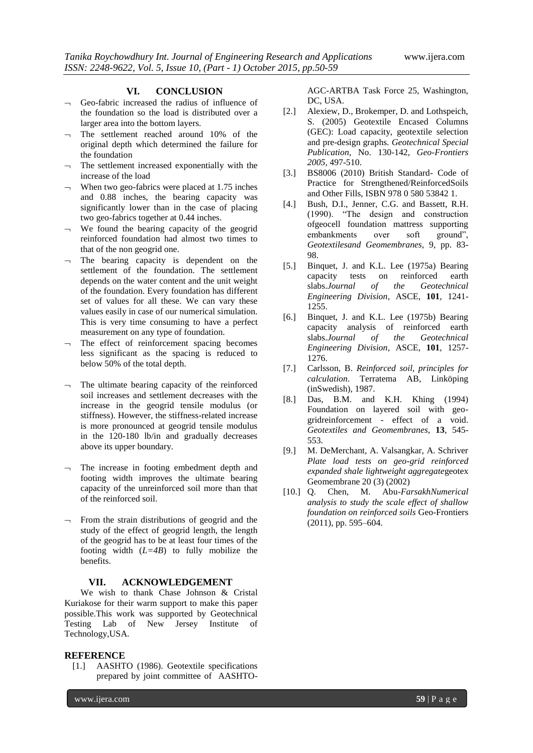## VI. CONCLUSION

- Geo-fabric increased the radius of influence of the foundation so the load is distributed over a larger area into the bottom layers.
- The settlement reached around 10% of the original depth which determined the failure for the foundation
- The settlement increased exponentially with the increase of the load
- When two geo-fabrics were placed at 1.75 inches and 0.88 inches, the bearing capacity was significantly lower than in the case of placing two geo-fabrics together at 0.44 inches.
- We found the bearing capacity of the geogrid reinforced foundation had almost two times to that of the non geogrid one.
- The bearing capacity is dependent on the settlement of the foundation. The settlement depends on the water content and the unit weight of the foundation. Every foundation has different set of values for all these. We can vary these values easily in case of our numerical simulation. This is very time consuming to have a perfect measurement on any type of foundation.
- The effect of reinforcement spacing becomes less significant as the spacing is reduced to below 50% of the total depth.
- The ultimate bearing capacity of the reinforced soil increases and settlement decreases with the increase in the geogrid tensile modulus (or stiffness). However, the stiffness-related increase is more pronounced at geogrid tensile modulus in the 120-180 lb/in and gradually decreases above its upper boundary.
- The increase in footing embedment depth and footing width improves the ultimate bearing capacity of the unreinforced soil more than that of the reinforced soil.
- From the strain distributions of geogrid and the study of the effect of geogrid length, the length of the geogrid has to be at least four times of the footing width ($L=4B$) to fully mobilize the benefits.

## VII. ACKNOWLEDGEMENT

We wish to thank Chase Johnson & Cristal Kuriakose for their warm support to make this paper possible.This work was supported by Geotechnical Testing Lab of New Jersey Institute of Technology,USA.

## REFERENCE

[1.] AASHTO (1986). Geotextile specifications prepared by joint committee of AASHTO-AGC-ARTBA Task Force 25, Washington, DC, USA.

[2.] Alexiew, D., Brokemper, D. and Lothspeich, S. (2005) Geotextile Encased Columns (GEC): Load capacity, geotextile selection and pre-design graphs. *Geotechnical Special Publication*, No. 130-142, *Geo-Frontiers 2005*, 497-510.

[3.] BS8006 (2010) British Standard- Code of Practice for Strengthened/ReinforcedSoils and Other Fills, ISBN 978 0 580 53842 1.

[4.] Bush, D.I., Jenner, C.G. and Bassett, R.H. (1990). "The design and construction ofgeocell foundation mattress supporting embankments over soft ground", *Geotextilesand Geomembranes*, 9, pp. 83-98.

[5.] Binquet, J. and K.L. Lee (1975a) Bearing capacity tests on reinforced earth slabs.*Journal of the Geotechnical Engineering Division*, ASCE, **101**, 1241-1255.

[6.] Binquet, J. and K.L. Lee (1975b) Bearing capacity analysis of reinforced earth slabs.*Journal of the Geotechnical Engineering Division*, ASCE, **101**, 1257-1276.

[7.] Carlsson, B. *Reinforced soil, principles for calculation*. Terratema AB, Linköping (inSwedish), 1987.

[8.] Das, B.M. and K.H. Khing (1994) Foundation on layered soil with geo-gridreinforcement - effect of a void. *Geotextiles and Geomembranes*, **13**, 545-553.

[9.] M. DeMerchant, A. Valsangkar, A. Schriver *Plate load tests on geo-grid reinforced expanded shale lightweight aggregate*geotex Geomembrane 20 (3) (2002)

[10.] Q. Chen, M. Abu-*FarsakhNumerical analysis to study the scale effect of shallow foundation on reinforced soils* Geo-Frontiers (2011), pp. 595–604.